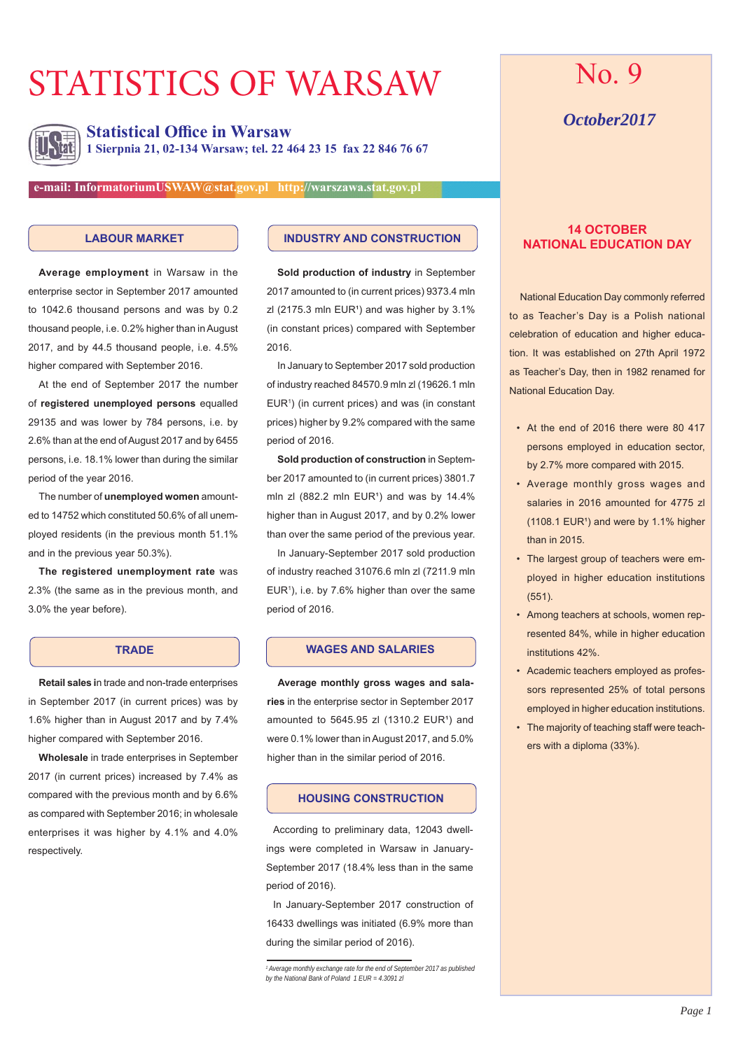# STATISTICS OF WARSAW

## Statistical Office in Warsaw

**1 Sierpnia 21, 02-134 Warsaw; tel. 22 464 23 15 fax 22 846 76 67**

**e-mail: InformatoriumUSWAW@stat.gov.pl http://warszawa.stat.gov.pl**

No. 9

*October2017*

## LABOUR MARKET

**Average employment** in Warsaw in the enterprise sector in September 2017 amounted to 1042.6 thousand persons and was by 0.2 thousand people, i.e. 0.2% higher than in August 2017, and by 44.5 thousand people, i.e. 4.5% higher compared with September 2016.

At the end of September 2017 the number of **registered unemployed persons** equalled 29135 and was lower by 784 persons, i.e. by 2.6% than at the end of August 2017 and by 6455 persons, i.e. 18.1% lower than during the similar period of the year 2016.

The number of **unemployed women** amounted to 14752 which constituted 50.6% of all unemployed residents (in the previous month 51.1% and in the previous year 50.3%).

**The registered unemployment rate** was 2.3% (the same as in the previous month, and 3.0% the year before).

## TRADE

**Retail sales** in trade and non-trade enterprises in September 2017 (in current prices) was by 1.6% higher than in August 2017 and by 7.4% higher compared with September 2016.

**Wholesale** in trade enterprises in September 2017 (in current prices) increased by 7.4% as compared with the previous month and by 6.6% as compared with September 2016; in wholesale enterprises it was higher by 4.1% and 4.0% respectively.

## INDUSTRY AND CONSTRUCTION

**Sold production of industry** in September 2017 amounted to (in current prices) 9373.4 mln zl (2175.3 mln EUR[1]) and was higher by 3.1% (in constant prices) compared with September 2016.

In January to September 2017 sold production of industry reached 84570.9 mln zl (19626.1 mln EUR[1]) (in current prices) and was (in constant prices) higher by 9.2% compared with the same period of 2016.

**Sold production of construction** in September 2017 amounted to (in current prices) 3801.7 mln zl (882.2 mln EUR[1]) and was by 14.4% higher than in August 2017, and by 0.2% lower than over the same period of the previous year.

In January-September 2017 sold production of industry reached 31076.6 mln zl (7211.9 mln EUR[1]), i.e. by 7.6% higher than over the same period of 2016.

## WAGES AND SALARIES

**Average monthly gross wages and salaries** in the enterprise sector in September 2017 amounted to 5645.95 zl (1310.2 EUR[1]) and were 0.1% lower than in August 2017, and 5.0% higher than in the similar period of 2016.

## HOUSING CONSTRUCTION

According to preliminary data, 12043 dwellings were completed in Warsaw in January-September 2017 (18.4% less than in the same period of 2016).

In January-September 2017 construction of 16433 dwellings was initiated (6.9% more than during the similar period of 2016).

[1] *Average monthly exchange rate for the end of September 2017 as published by the National Bank of Poland 1 EUR = 4.3091 zl*

## 14 OCTOBER NATIONAL EDUCATION DAY

National Education Day commonly referred to as Teacher's Day is a Polish national celebration of education and higher education. It was established on 27th April 1972 as Teacher's Day, then in 1982 renamed for National Education Day.

- At the end of 2016 there were 80 417 persons employed in education sector, by 2.7% more compared with 2015.
- Average monthly gross wages and salaries in 2016 amounted for 4775 zl (1108.1 EUR[1]) and were by 1.1% higher than in 2015.
- The largest group of teachers were employed in higher education institutions (551).
- Among teachers at schools, women represented 84%, while in higher education institutions 42%.
- Academic teachers employed as professors represented 25% of total persons employed in higher education institutions.
- The majority of teaching staff were teachers with a diploma (33%).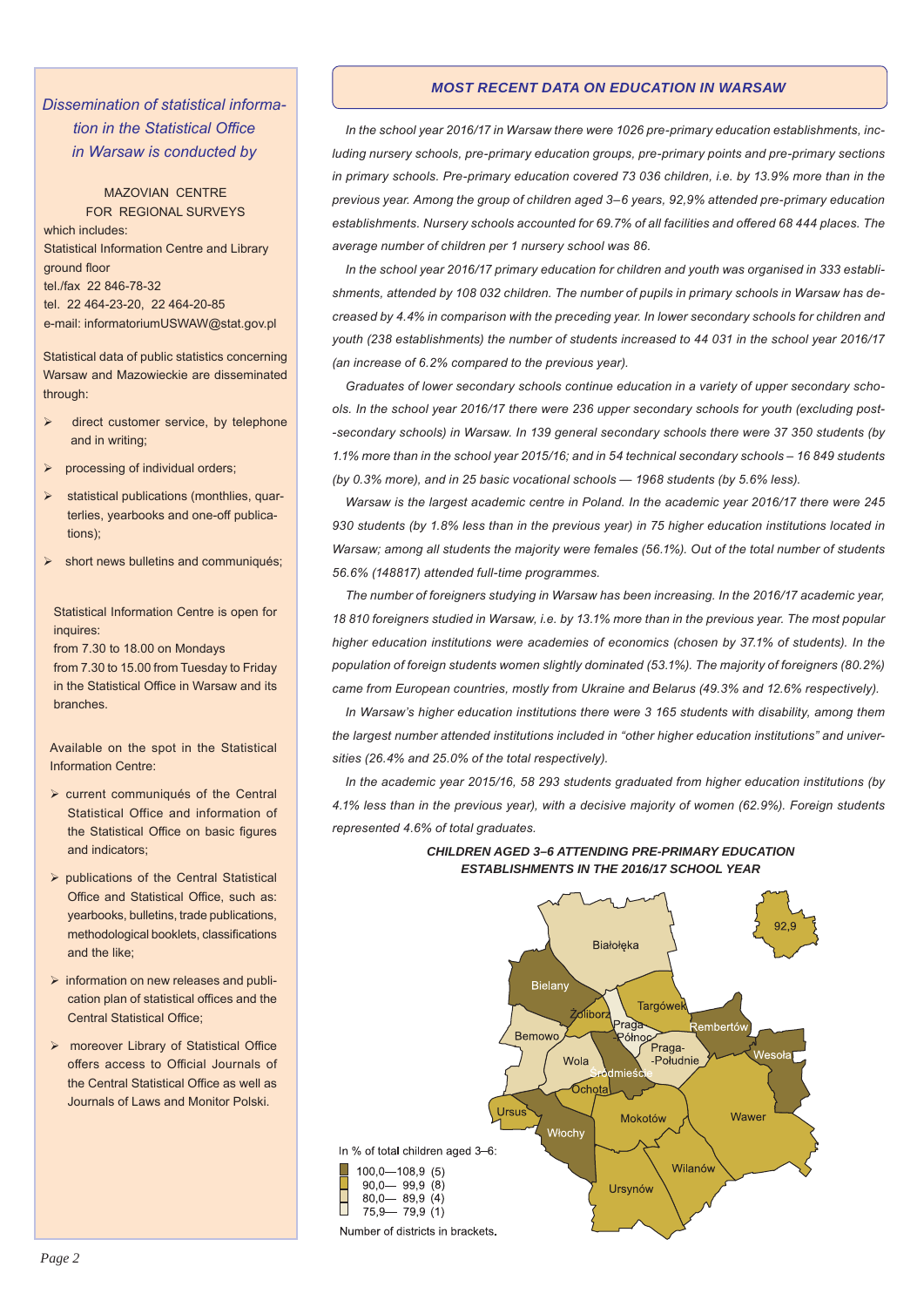*Dissemination of statistical information in the Statistical Office in Warsaw is conducted by*

MAZOVIAN CENTRE FOR REGIONAL SURVEYS

which includes:

Statistical Information Centre and Library

ground floor

tel./fax 22 846-78-32

tel. 22 464-23-20, 22 464-20-85

e-mail: informatoriumUSWAW@stat.gov.pl

Statistical data of public statistics concerning Warsaw and Mazowieckie are disseminated through:

- direct customer service, by telephone and in writing;
- processing of individual orders;
- statistical publications (monthlies, quarterlies, yearbooks and one-off publications);
- short news bulletins and communiqués;

Statistical Information Centre is open for inquires:

from 7.30 to 18.00 on Mondays

from 7.30 to 15.00 from Tuesday to Friday in the Statistical Office in Warsaw and its branches.

Available on the spot in the Statistical Information Centre:

- current communiqués of the Central Statistical Office and information of the Statistical Office on basic figures and indicators;
- publications of the Central Statistical Office and Statistical Office, such as: yearbooks, bulletins, trade publications, methodological booklets, classifications and the like;
- information on new releases and publication plan of statistical offices and the Central Statistical Office;
- moreover Library of Statistical Office offers access to Official Journals of the Central Statistical Office as well as Journals of Laws and Monitor Polski.

## *MOST RECENT DATA ON EDUCATION IN WARSAW*

*In the school year 2016/17 in Warsaw there were 1026 pre-primary education establishments, including nursery schools, pre-primary education groups, pre-primary points and pre-primary sections in primary schools. Pre-primary education covered 73 036 children, i.e. by 13.9% more than in the previous year. Among the group of children aged 3–6 years, 92,9% attended pre-primary education establishments. Nursery schools accounted for 69.7% of all facilities and offered 68 444 places. The average number of children per 1 nursery school was 86.*

*In the school year 2016/17 primary education for children and youth was organised in 333 establishments, attended by 108 032 children. The number of pupils in primary schools in Warsaw has decreased by 4.4% in comparison with the preceding year. In lower secondary schools for children and youth (238 establishments) the number of students increased to 44 031 in the school year 2016/17 (an increase of 6.2% compared to the previous year).*

*Graduates of lower secondary schools continue education in a variety of upper secondary schools. In the school year 2016/17 there were 236 upper secondary schools for youth (excluding post-secondary schools) in Warsaw. In 139 general secondary schools there were 37 350 students (by 1.1% more than in the school year 2015/16; and in 54 technical secondary schools – 16 849 students (by 0.3% more), and in 25 basic vocational schools — 1968 students (by 5.6% less).*

*Warsaw is the largest academic centre in Poland. In the academic year 2016/17 there were 245 930 students (by 1.8% less than in the previous year) in 75 higher education institutions located in Warsaw; among all students the majority were females (56.1%). Out of the total number of students 56.6% (148817) attended full-time programmes.*

*The number of foreigners studying in Warsaw has been increasing. In the 2016/17 academic year, 18 810 foreigners studied in Warsaw, i.e. by 13.1% more than in the previous year. The most popular higher education institutions were academies of economics (chosen by 37.1% of students). In the population of foreign students women slightly dominated (53.1%). The majority of foreigners (80.2%) came from European countries, mostly from Ukraine and Belarus (49.3% and 12.6% respectively).*

*In Warsaw's higher education institutions there were 3 165 students with disability, among them the largest number attended institutions included in "other higher education institutions" and universities (26.4% and 25.0% of the total respectively).*

*In the academic year 2015/16, 58 293 students graduated from higher education institutions (by 4.1% less than in the previous year), with a decisive majority of women (62.9%). Foreign students represented 4.6% of total graduates.*

***CHILDREN AGED 3–6 ATTENDING PRE-PRIMARY EDUCATION ESTABLISHMENTS IN THE 2016/17 SCHOOL YEAR***

92,9

Białołęka
Bielany
Żoliborz
Targówek
Praga-Północ
Rembertów
Bemowo
Praga-Południe
Wesoła
Wola
Śródmieście
Ochota
Ursus
Mokotów
Wawer
Włochy
Wilanów
Ursynów

In % of total children aged 3–6:

100,0—108,9 (5)
90,0— 99,9 (8)
80,0— 89,9 (4)
75,9— 79,9 (1)

Number of districts in brackets.